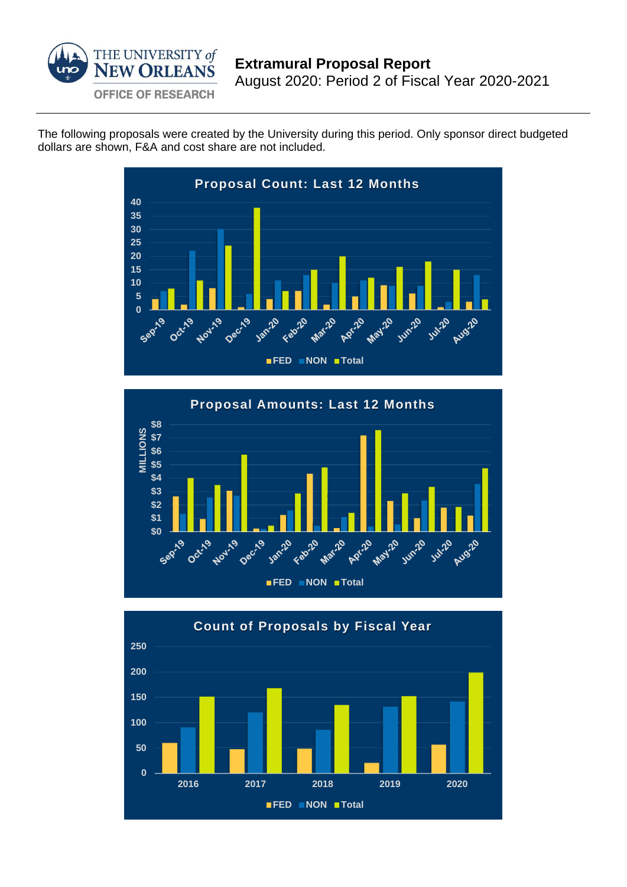THE UNIVERSITY of NEW ORLEANS

OFFICE OF RESEARCH

# Extramural Proposal Report

August 2020: Period 2 of Fiscal Year 2020-2021

The following proposals were created by the University during this period. Only sponsor direct budgeted dollars are shown, F&A and cost share are not included.

## Proposal Count: Last 12 Months

## Proposal Amounts: Last 12 Months

## Count of Proposals by Fiscal Year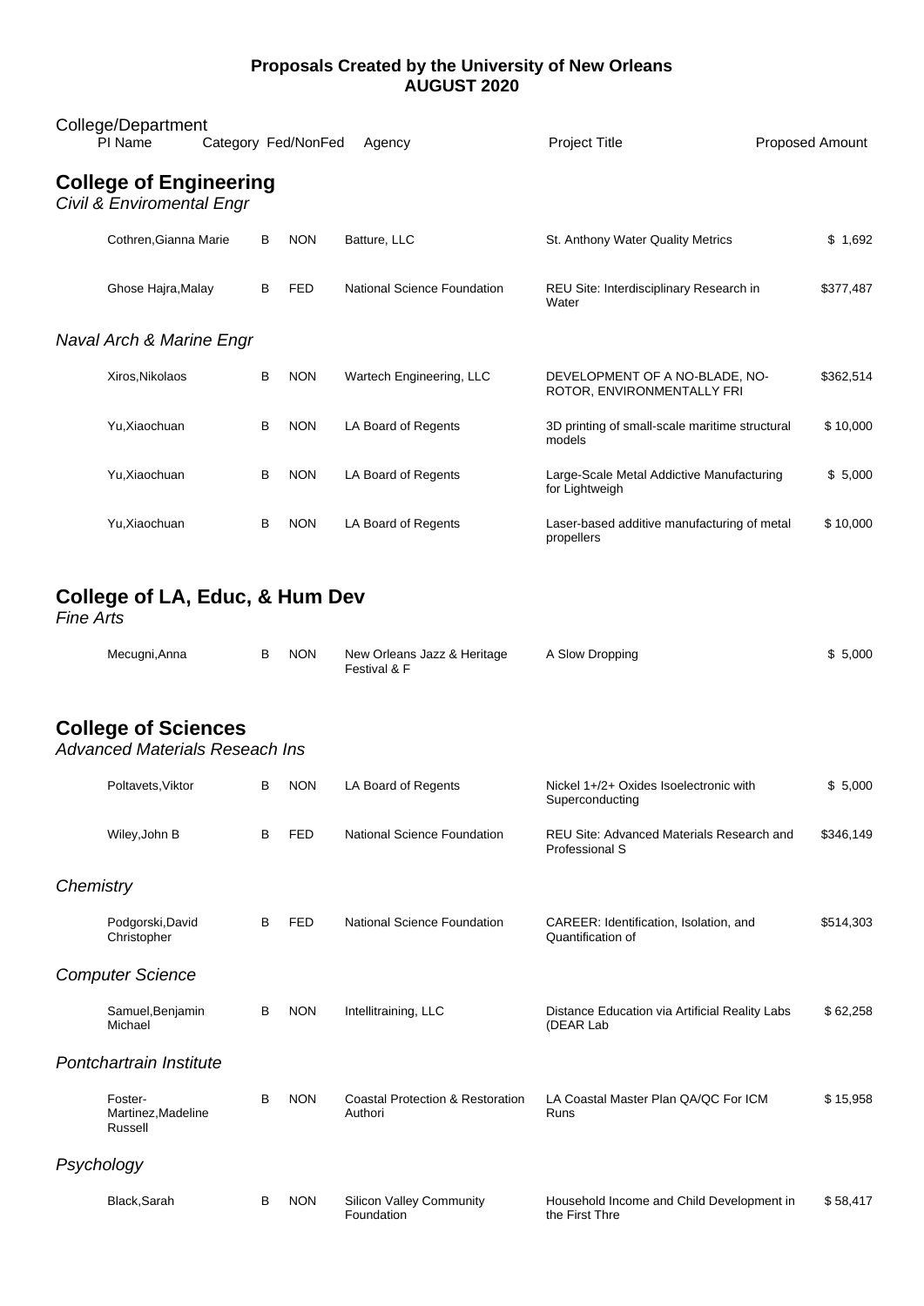**Proposals Created by the University of New Orleans**
**AUGUST 2020**

| College/Department PI Name | Category | Fed/NonFed | Agency | Project Title | Proposed Amount |
|---|---|---|---|---|---|

## College of Engineering

*Civil & Enviromental Engr*

| PI Name | Category | Fed/NonFed | Agency | Project Title | Proposed Amount |
|---|---|---|---|---|---|
| Cothren,Gianna Marie | B | NON | Batture, LLC | St. Anthony Water Quality Metrics | $ 1,692 |
| Ghose Hajra,Malay | B | FED | National Science Foundation | REU Site: Interdisciplinary Research in Water | $377,487 |

*Naval Arch & Marine Engr*

| PI Name | Category | Fed/NonFed | Agency | Project Title | Proposed Amount |
|---|---|---|---|---|---|
| Xiros,Nikolaos | B | NON | Wartech Engineering, LLC | DEVELOPMENT OF A NO-BLADE, NO-ROTOR, ENVIRONMENTALLY FRI | $362,514 |
| Yu,Xiaochuan | B | NON | LA Board of Regents | 3D printing of small-scale maritime structural models | $ 10,000 |
| Yu,Xiaochuan | B | NON | LA Board of Regents | Large-Scale Metal Addictive Manufacturing for Lightweigh | $ 5,000 |
| Yu,Xiaochuan | B | NON | LA Board of Regents | Laser-based additive manufacturing of metal propellers | $ 10,000 |

## College of LA, Educ, & Hum Dev

*Fine Arts*

| PI Name | Category | Fed/NonFed | Agency | Project Title | Proposed Amount |
|---|---|---|---|---|---|
| Mecugni,Anna | B | NON | New Orleans Jazz & Heritage Festival & F | A Slow Dropping | $ 5,000 |

## College of Sciences

*Advanced Materials Reseach Ins*

| PI Name | Category | Fed/NonFed | Agency | Project Title | Proposed Amount |
|---|---|---|---|---|---|
| Poltavets,Viktor | B | NON | LA Board of Regents | Nickel 1+/2+ Oxides Isoelectronic with Superconducting | $ 5,000 |
| Wiley,John B | B | FED | National Science Foundation | REU Site: Advanced Materials Research and Professional S | $346,149 |

*Chemistry*

| PI Name | Category | Fed/NonFed | Agency | Project Title | Proposed Amount |
|---|---|---|---|---|---|
| Podgorski,David Christopher | B | FED | National Science Foundation | CAREER: Identification, Isolation, and Quantification of | $514,303 |

*Computer Science*

| PI Name | Category | Fed/NonFed | Agency | Project Title | Proposed Amount |
|---|---|---|---|---|---|
| Samuel,Benjamin Michael | B | NON | Intellitraining, LLC | Distance Education via Artificial Reality Labs (DEAR Lab | $ 62,258 |

*Pontchartrain Institute*

| PI Name | Category | Fed/NonFed | Agency | Project Title | Proposed Amount |
|---|---|---|---|---|---|
| Foster-Martinez,Madeline Russell | B | NON | Coastal Protection & Restoration Authori | LA Coastal Master Plan QA/QC For ICM Runs | $ 15,958 |

*Psychology*

| PI Name | Category | Fed/NonFed | Agency | Project Title | Proposed Amount |
|---|---|---|---|---|---|
| Black,Sarah | B | NON | Silicon Valley Community Foundation | Household Income and Child Development in the First Thre | $ 58,417 |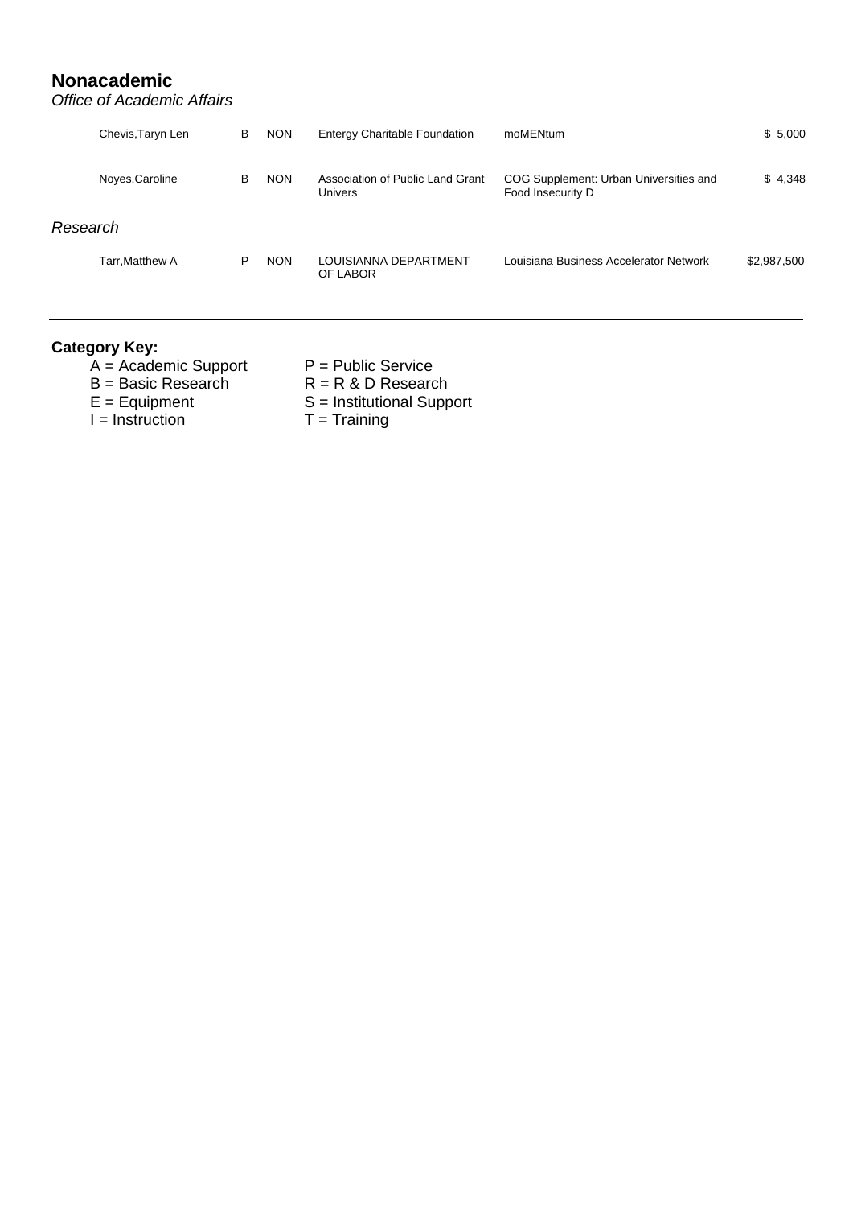## Nonacademic

*Office of Academic Affairs*

| | | | | | |
|---|---|---|---|---|---|
| Chevis,Taryn Len | B | NON | Entergy Charitable Foundation | moMENtum | $ 5,000 |
| Noyes,Caroline | B | NON | Association of Public Land Grant Univers | COG Supplement: Urban Universities and Food Insecurity D | $ 4,348 |

*Research*

| | | | | | |
|---|---|---|---|---|---|
| Tarr,Matthew A | P | NON | LOUISIANNA DEPARTMENT OF LABOR | Louisiana Business Accelerator Network | $2,987,500 |

**Category Key:**

A = Academic Support
B = Basic Research
E = Equipment
I = Instruction
P = Public Service
R = R & D Research
S = Institutional Support
T = Training